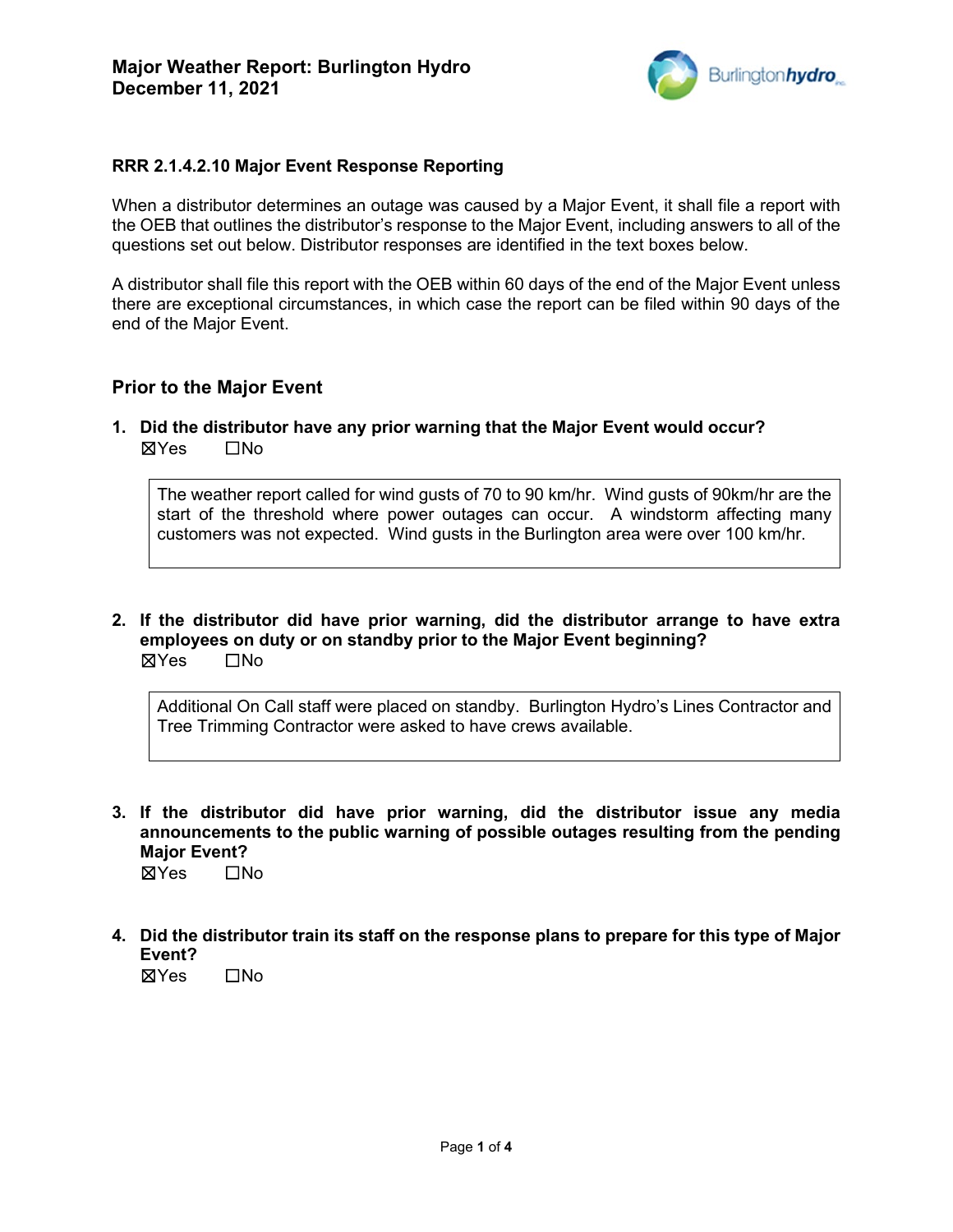# Major Weather Report: Burlington Hydro
# December 11, 2021

### RRR 2.1.4.2.10 Major Event Response Reporting

When a distributor determines an outage was caused by a Major Event, it shall file a report with the OEB that outlines the distributor's response to the Major Event, including answers to all of the questions set out below. Distributor responses are identified in the text boxes below.

A distributor shall file this report with the OEB within 60 days of the end of the Major Event unless there are exceptional circumstances, in which case the report can be filed within 90 days of the end of the Major Event.

## Prior to the Major Event

**1. Did the distributor have any prior warning that the Major Event would occur?**

☒Yes ☐No

> The weather report called for wind gusts of 70 to 90 km/hr. Wind gusts of 90km/hr are the start of the threshold where power outages can occur. A windstorm affecting many customers was not expected. Wind gusts in the Burlington area were over 100 km/hr.

**2. If the distributor did have prior warning, did the distributor arrange to have extra employees on duty or on standby prior to the Major Event beginning?**

☒Yes ☐No

> Additional On Call staff were placed on standby. Burlington Hydro's Lines Contractor and Tree Trimming Contractor were asked to have crews available.

**3. If the distributor did have prior warning, did the distributor issue any media announcements to the public warning of possible outages resulting from the pending Major Event?**

☒Yes ☐No

**4. Did the distributor train its staff on the response plans to prepare for this type of Major Event?**

☒Yes ☐No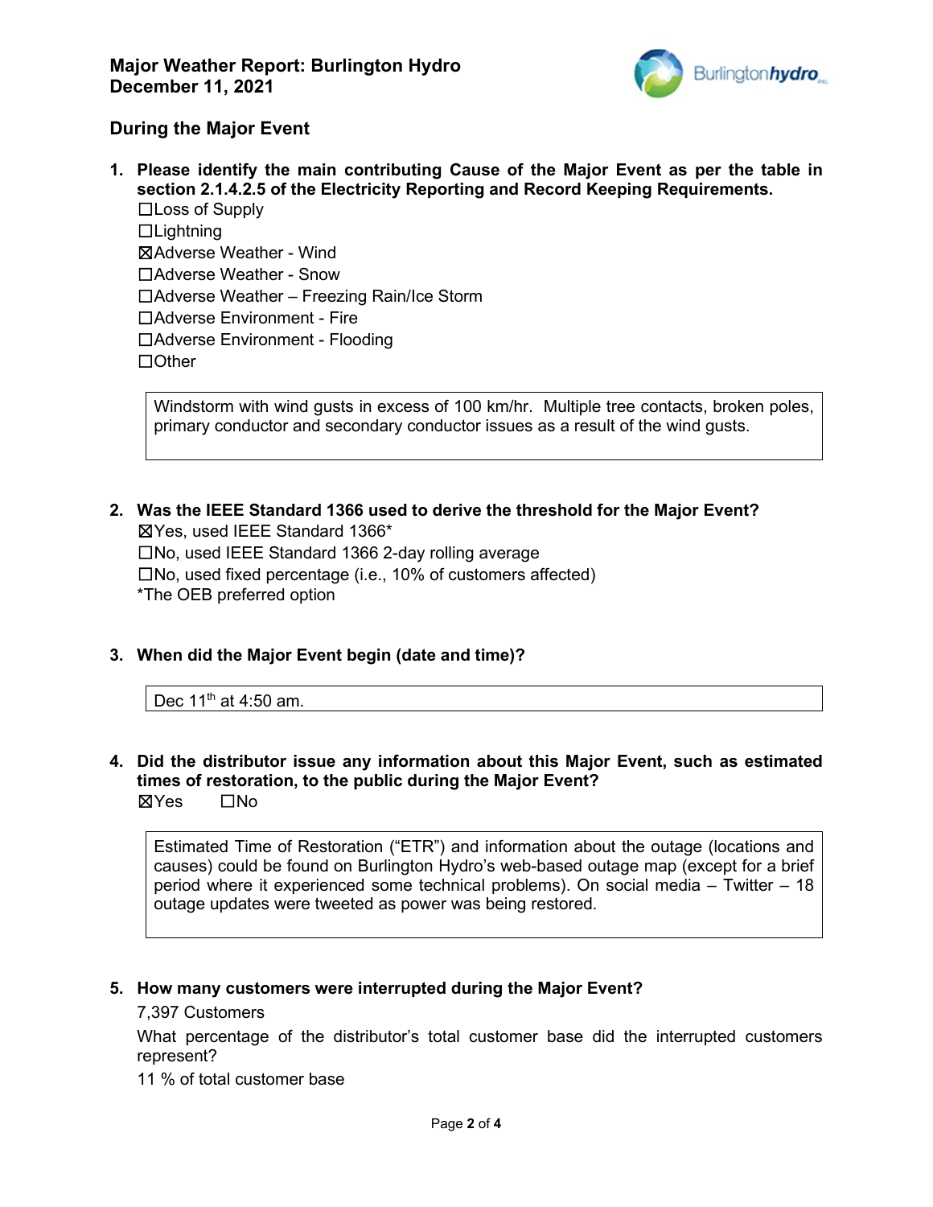**Major Weather Report: Burlington Hydro**
**December 11, 2021**

### During the Major Event

1. **Please identify the main contributing Cause of the Major Event as per the table in section 2.1.4.2.5 of the Electricity Reporting and Record Keeping Requirements.**

   ☐Loss of Supply
   ☐Lightning
   ☒Adverse Weather - Wind
   ☐Adverse Weather - Snow
   ☐Adverse Weather – Freezing Rain/Ice Storm
   ☐Adverse Environment - Fire
   ☐Adverse Environment - Flooding
   ☐Other

   > Windstorm with wind gusts in excess of 100 km/hr. Multiple tree contacts, broken poles, primary conductor and secondary conductor issues as a result of the wind gusts.

2. **Was the IEEE Standard 1366 used to derive the threshold for the Major Event?**

   ☒Yes, used IEEE Standard 1366*
   ☐No, used IEEE Standard 1366 2-day rolling average
   ☐No, used fixed percentage (i.e., 10% of customers affected)
   *The OEB preferred option

3. **When did the Major Event begin (date and time)?**

   > Dec 11th at 4:50 am.

4. **Did the distributor issue any information about this Major Event, such as estimated times of restoration, to the public during the Major Event?**

   ☒Yes ☐No

   > Estimated Time of Restoration ("ETR") and information about the outage (locations and causes) could be found on Burlington Hydro's web-based outage map (except for a brief period where it experienced some technical problems). On social media – Twitter – 18 outage updates were tweeted as power was being restored.

5. **How many customers were interrupted during the Major Event?**

   7,397 Customers

   What percentage of the distributor's total customer base did the interrupted customers represent?

   11 % of total customer base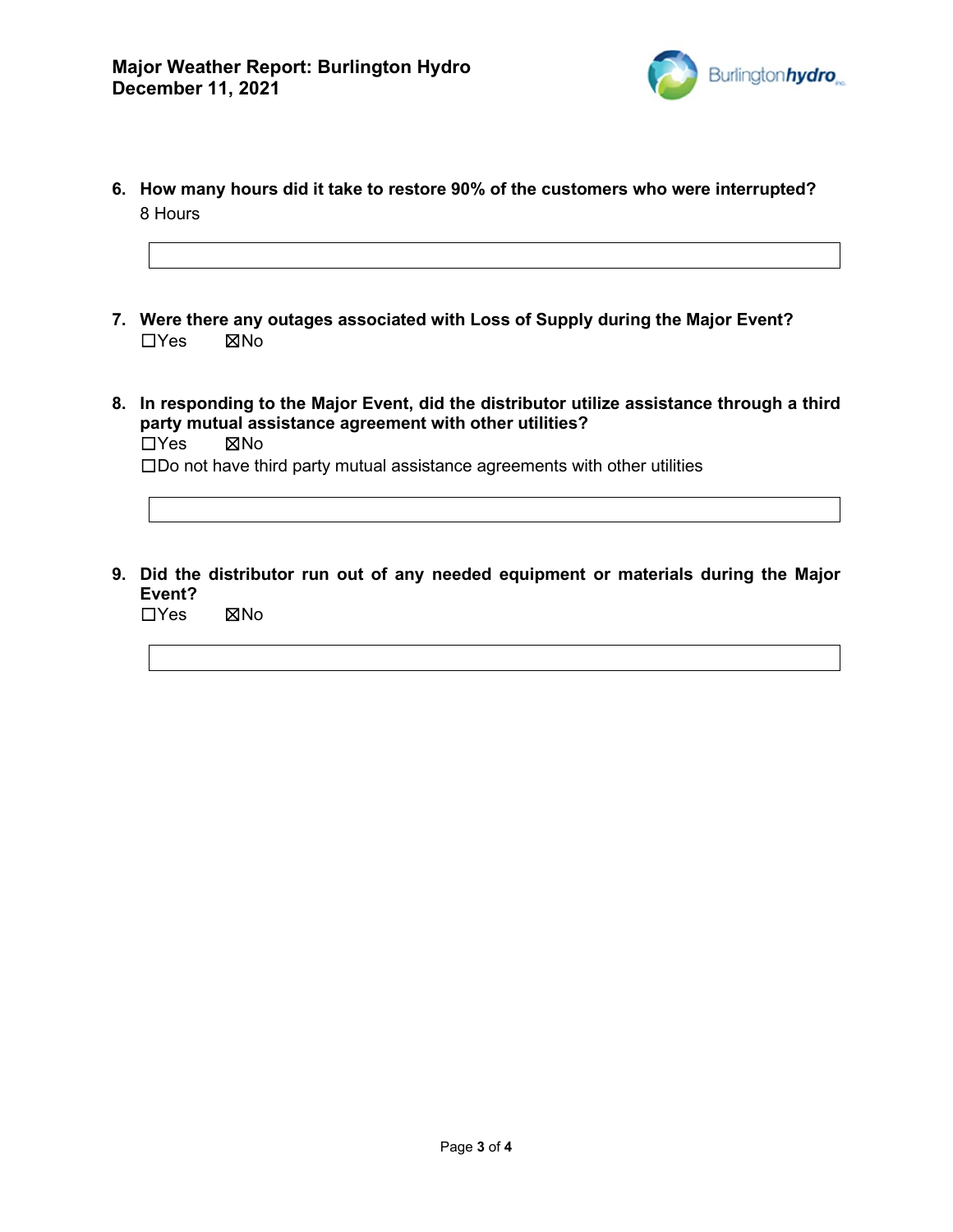6. **How many hours did it take to restore 90% of the customers who were interrupted?**
   8 Hours

7. **Were there any outages associated with Loss of Supply during the Major Event?**
   ☐Yes ☒No

8. **In responding to the Major Event, did the distributor utilize assistance through a third party mutual assistance agreement with other utilities?**
   ☐Yes ☒No
   ☐Do not have third party mutual assistance agreements with other utilities

9. **Did the distributor run out of any needed equipment or materials during the Major Event?**
   ☐Yes ☒No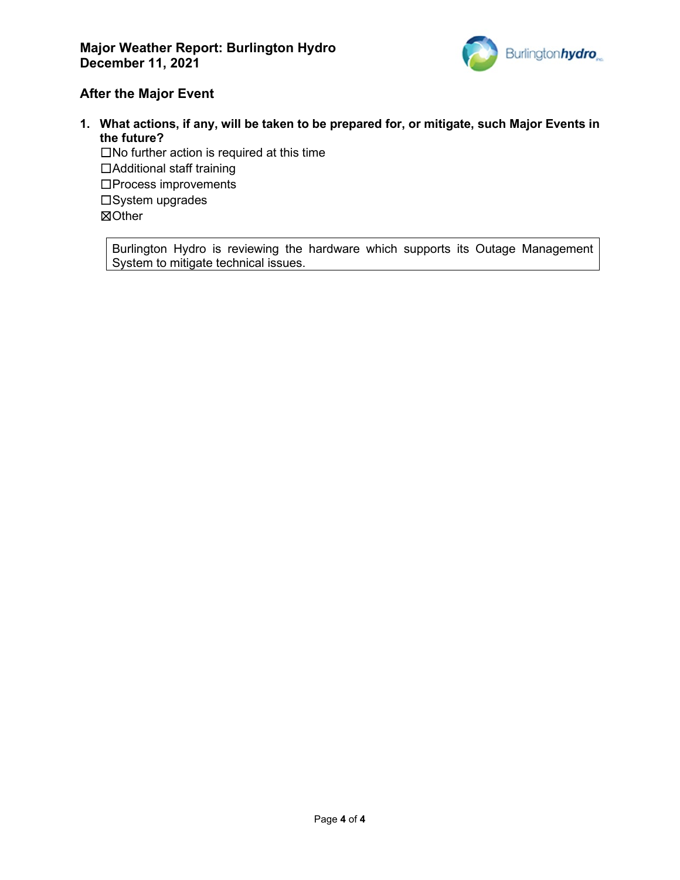## After the Major Event

1. **What actions, if any, will be taken to be prepared for, or mitigate, such Major Events in the future?**

   ☐No further action is required at this time
   ☐Additional staff training
   ☐Process improvements
   ☐System upgrades
   ☒Other

   Burlington Hydro is reviewing the hardware which supports its Outage Management System to mitigate technical issues.